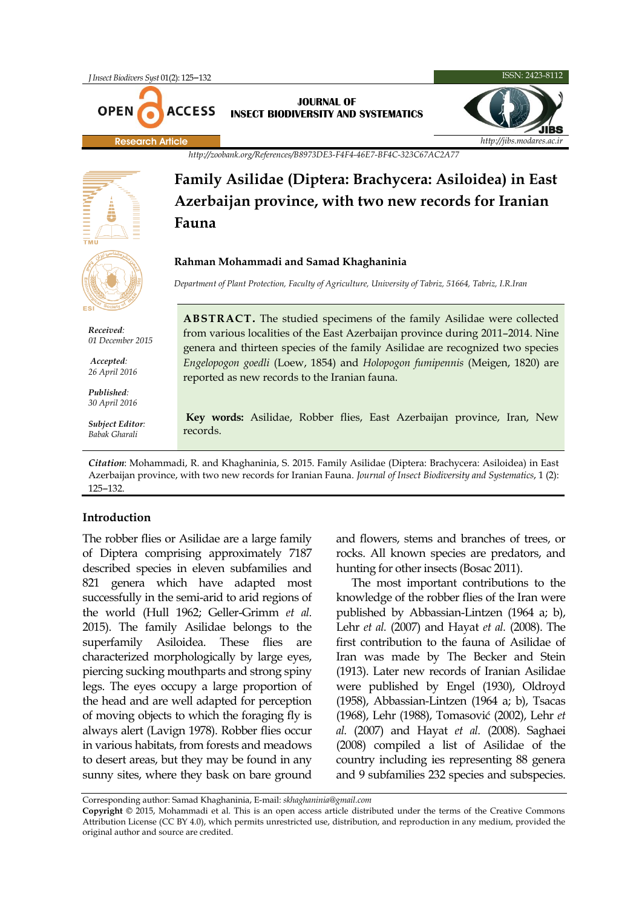Research Article

http://zoobank.org/References/B8973DE3-F4F4-46E7-BF4C-323C67AC2A77

# Family Asilidae (Diptera: Brachycera: Asiloidea) in East Azerbaijan province, with two new records for Iranian Fauna

**Rahman Mohammadi and Samad Khaghaninia**

*Department of Plant Protection, Faculty of Agriculture, University of Tabriz, 51664, Tabriz, I.R.Iran*

*Received*: 01 December 2015

*Accepted*: 26 April 2016

*Published*: 30 April 2016

*Subject Editor*: Babak Gharali

**ABSTRACT.** The studied specimens of the family Asilidae were collected from various localities of the East Azerbaijan province during 2011–2014. Nine genera and thirteen species of the family Asilidae are recognized two species *Engelopogon goedli* (Loew, 1854) and *Holopogon fumipennis* (Meigen, 1820) are reported as new records to the Iranian fauna.

**Key words:** Asilidae, Robber flies, East Azerbaijan province, Iran, New records.

*Citation*: Mohammadi, R. and Khaghaninia, S. 2015. Family Asilidae (Diptera: Brachycera: Asiloidea) in East Azerbaijan province, with two new records for Iranian Fauna. *Journal of Insect Biodiversity and Systematics*, 1 (2): 125–132.

## Introduction

The robber flies or Asilidae are a large family of Diptera comprising approximately 7187 described species in eleven subfamilies and 821 genera which have adapted most successfully in the semi-arid to arid regions of the world (Hull 1962; Geller-Grimm *et al.* 2015). The family Asilidae belongs to the superfamily Asiloidea. These flies are characterized morphologically by large eyes, piercing sucking mouthparts and strong spiny legs. The eyes occupy a large proportion of the head and are well adapted for perception of moving objects to which the foraging fly is always alert (Lavign 1978). Robber flies occur in various habitats, from forests and meadows to desert areas, but they may be found in any sunny sites, where they bask on bare ground and flowers, stems and branches of trees, or rocks. All known species are predators, and hunting for other insects (Bosac 2011).

The most important contributions to the knowledge of the robber flies of the Iran were published by Abbassian-Lintzen (1964 a; b), Lehr *et al.* (2007) and Hayat *et al.* (2008). The first contribution to the fauna of Asilidae of Iran was made by The Becker and Stein (1913). Later new records of Iranian Asilidae were published by Engel (1930), Oldroyd (1958), Abbassian-Lintzen (1964 a; b), Tsacas (1968), Lehr (1988), Tomasović (2002), Lehr *et al.* (2007) and Hayat *et al.* (2008). Saghaei (2008) compiled a list of Asilidae of the country including ies representing 88 genera and 9 subfamilies 232 species and subspecies.

Corresponding author: Samad Khaghaninia, E-mail: *skhaghaninia@gmail.com*

**Copyright** © 2015, Mohammadi et al. This is an open access article distributed under the terms of the Creative Commons Attribution License (CC BY 4.0), which permits unrestricted use, distribution, and reproduction in any medium, provided the original author and source are credited.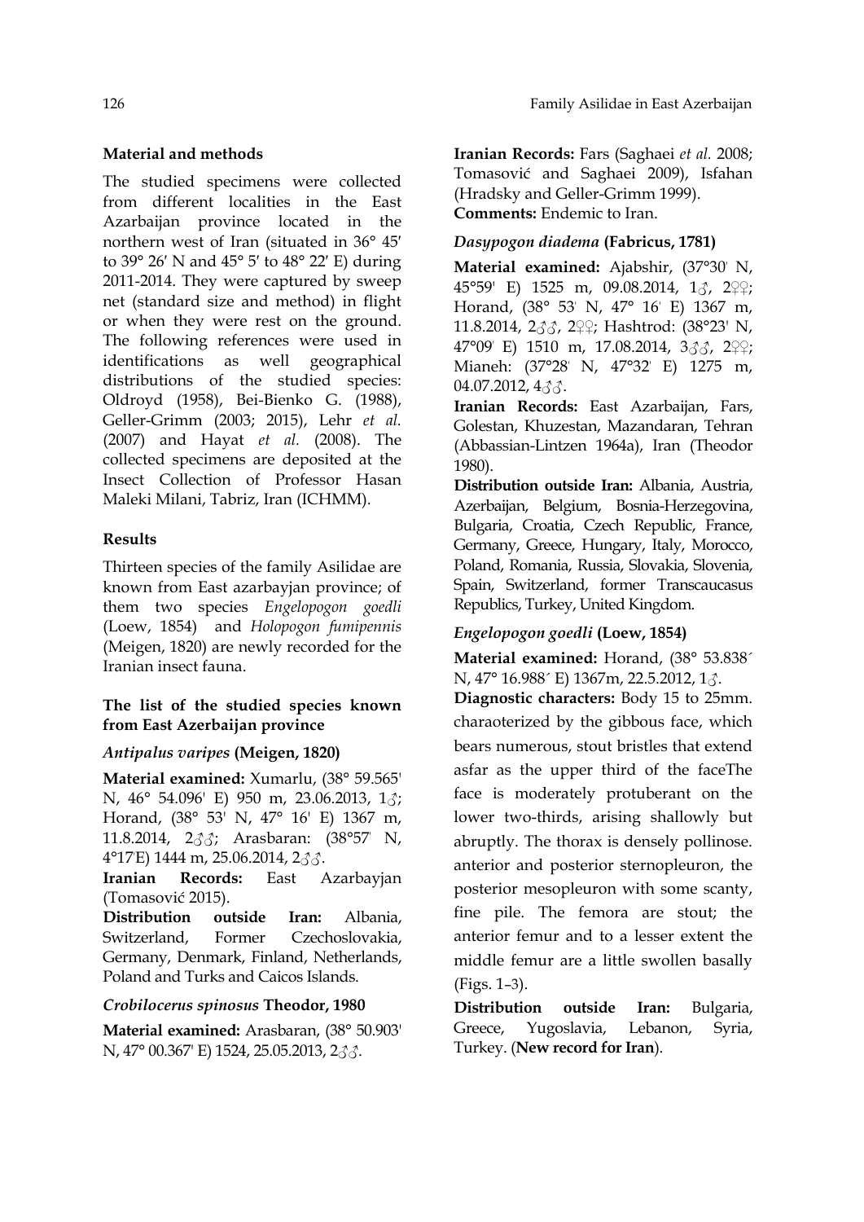## Material and methods

The studied specimens were collected from different localities in the East Azarbaijan province located in the northern west of Iran (situated in 36° 45′ to 39° 26′ N and 45° 5′ to 48° 22′ E) during 2011-2014. They were captured by sweep net (standard size and method) in flight or when they were rest on the ground. The following references were used in identifications as well geographical distributions of the studied species: Oldroyd (1958), Bei-Bienko G. (1988), Geller-Grimm (2003; 2015), Lehr *et al.* (2007) and Hayat *et al.* (2008). The collected specimens are deposited at the Insect Collection of Professor Hasan Maleki Milani, Tabriz, Iran (ICHMM).

## Results

Thirteen species of the family Asilidae are known from East azarbayjan province; of them two species *Engelopogon goedli* (Loew, 1854) and *Holopogon fumipennis* (Meigen, 1820) are newly recorded for the Iranian insect fauna.

### The list of the studied species known from East Azerbaijan province

#### *Antipalus varipes* (Meigen, 1820)

**Material examined:** Xumarlu, (38° 59.565' N, 46° 54.096' E) 950 m, 23.06.2013, 1♂; Horand, (38° 53' N, 47° 16' E) 1367 m, 11.8.2014, 2♂♂; Arasbaran: (38°57' N, 4°17'E) 1444 m, 25.06.2014, 2♂♂.

**Iranian Records:** East Azarbayjan (Tomasović 2015).

**Distribution outside Iran:** Albania, Switzerland, Former Czechoslovakia, Germany, Denmark, Finland, Netherlands, Poland and Turks and Caicos Islands.

#### *Crobilocerus spinosus* Theodor, 1980

**Material examined:** Arasbaran, (38° 50.903' N, 47° 00.367' E) 1524, 25.05.2013, 2♂♂.

**Iranian Records:** Fars (Saghaei *et al.* 2008; Tomasović and Saghaei 2009), Isfahan (Hradsky and Geller-Grimm 1999).

**Comments:** Endemic to Iran.

#### *Dasypogon diadema* (Fabricus, 1781)

**Material examined:** Ajabshir, (37°30' N, 45°59' E) 1525 m, 09.08.2014, 1♂, 2♀♀; Horand, (38° 53' N, 47° 16' E) 1367 m, 11.8.2014, 2♂♂, 2♀♀; Hashtrod: (38°23' N, 47°09' E) 1510 m, 17.08.2014, 3♂♂, 2♀♀; Mianeh: (37°28' N, 47°32' E) 1275 m, 04.07.2012, 4♂♂.

**Iranian Records:** East Azarbaijan, Fars, Golestan, Khuzestan, Mazandaran, Tehran (Abbassian-Lintzen 1964a), Iran (Theodor 1980).

**Distribution outside Iran:** Albania, Austria, Azerbaijan, Belgium, Bosnia-Herzegovina, Bulgaria, Croatia, Czech Republic, France, Germany, Greece, Hungary, Italy, Morocco, Poland, Romania, Russia, Slovakia, Slovenia, Spain, Switzerland, former Transcaucasus Republics, Turkey, United Kingdom.

#### *Engelopogon goedli* (Loew, 1854)

**Material examined:** Horand, (38° 53.838´ N, 47° 16.988´ E) 1367m, 22.5.2012, 1♂.

**Diagnostic characters:** Body 15 to 25mm. charaoterized by the gibbous face, which bears numerous, stout bristles that extend asfar as the upper third of the faceThe face is moderately protuberant on the lower two-thirds, arising shallowly but abruptly. The thorax is densely pollinose. anterior and posterior sternopleuron, the posterior mesopleuron with some scanty, fine pile. The femora are stout; the anterior femur and to a lesser extent the middle femur are a little swollen basally (Figs. 1–3).

**Distribution outside Iran:** Bulgaria, Greece, Yugoslavia, Lebanon, Syria, Turkey. (**New record for Iran**).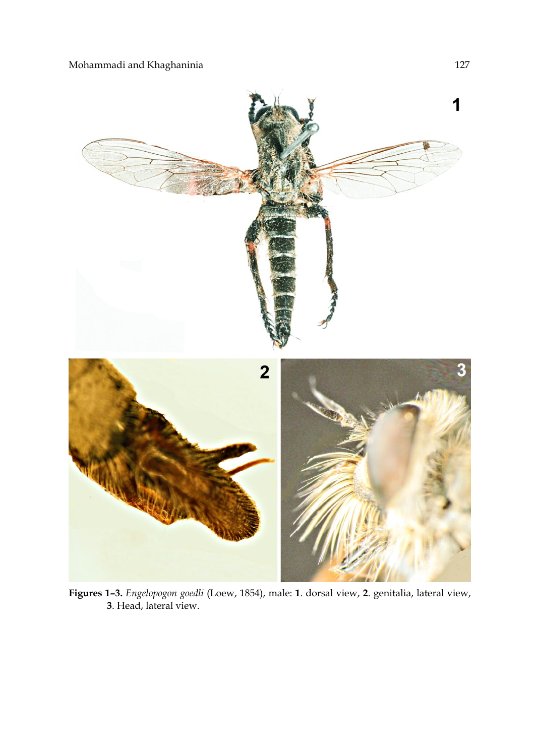**Figures 1–3.** *Engelopogon goedli* (Loew, 1854), male: **1**. dorsal view, **2**. genitalia, lateral view, **3**. Head, lateral view.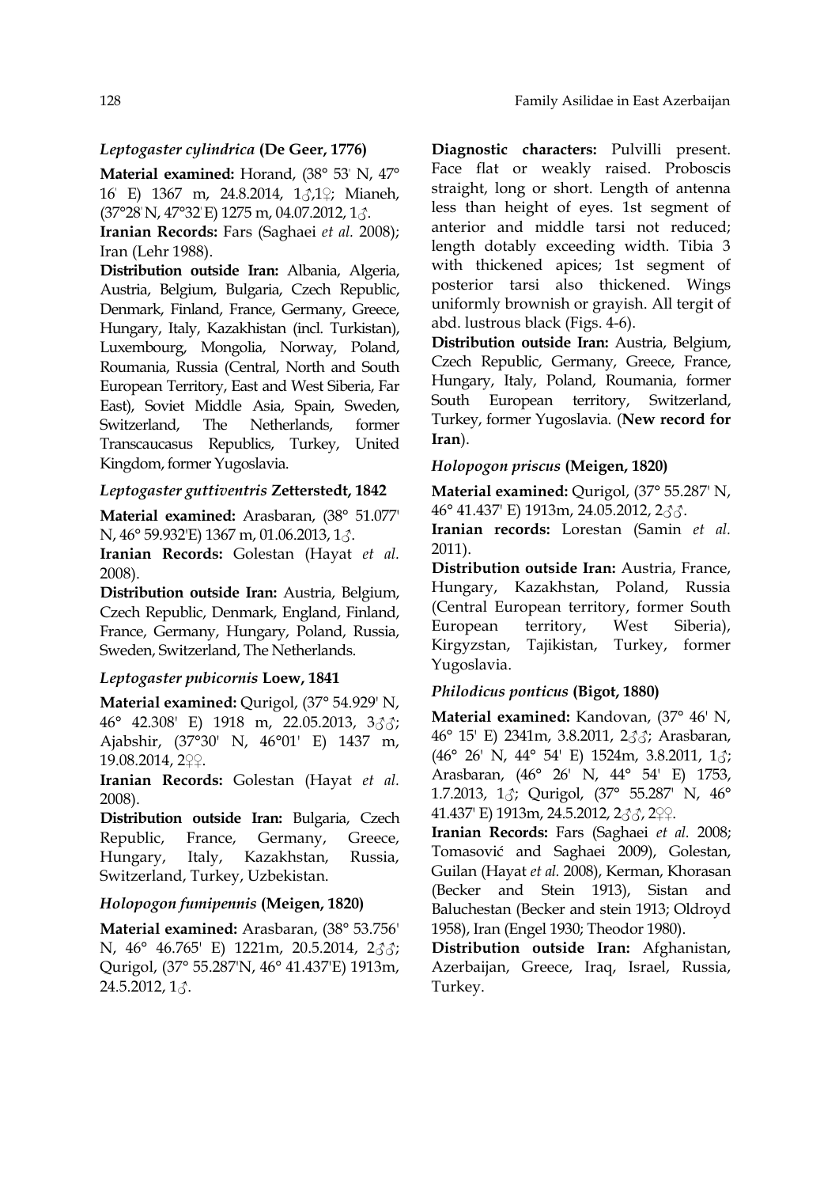### *Leptogaster cylindrica* (De Geer, 1776)

**Material examined:** Horand, (38° 53' N, 47° 16' E) 1367 m, 24.8.2014, 1♂,1♀; Mianeh, (37°28' N, 47°32' E) 1275 m, 04.07.2012, 1♂.

**Iranian Records:** Fars (Saghaei *et al.* 2008); Iran (Lehr 1988).

**Distribution outside Iran:** Albania, Algeria, Austria, Belgium, Bulgaria, Czech Republic, Denmark, Finland, France, Germany, Greece, Hungary, Italy, Kazakhistan (incl. Turkistan), Luxembourg, Mongolia, Norway, Poland, Roumania, Russia (Central, North and South European Territory, East and West Siberia, Far East), Soviet Middle Asia, Spain, Sweden, Switzerland, The Netherlands, former Transcaucasus Republics, Turkey, United Kingdom, former Yugoslavia.

### *Leptogaster guttiventris* Zetterstedt, 1842

**Material examined:** Arasbaran, (38° 51.077' N, 46° 59.932'E) 1367 m, 01.06.2013, 1♂.

**Iranian Records:** Golestan (Hayat *et al.* 2008).

**Distribution outside Iran:** Austria, Belgium, Czech Republic, Denmark, England, Finland, France, Germany, Hungary, Poland, Russia, Sweden, Switzerland, The Netherlands.

### *Leptogaster pubicornis* Loew, 1841

**Material examined:** Qurigol, (37° 54.929' N, 46° 42.308' E) 1918 m, 22.05.2013, 3♂♂; Ajabshir, (37°30' N, 46°01' E) 1437 m, 19.08.2014, 2♀♀.

**Iranian Records:** Golestan (Hayat *et al.* 2008).

**Distribution outside Iran:** Bulgaria, Czech Republic, France, Germany, Greece, Hungary, Italy, Kazakhstan, Russia, Switzerland, Turkey, Uzbekistan.

### *Holopogon fumipennis* (Meigen, 1820)

**Material examined:** Arasbaran, (38° 53.756' N, 46° 46.765' E) 1221m, 20.5.2014, 2♂♂; Qurigol, (37° 55.287'N, 46° 41.437'E) 1913m, 24.5.2012, 1♂.

**Diagnostic characters:** Pulvilli present. Face flat or weakly raised. Proboscis straight, long or short. Length of antenna less than height of eyes. 1st segment of anterior and middle tarsi not reduced; length dotably exceeding width. Tibia 3 with thickened apices; 1st segment of posterior tarsi also thickened. Wings uniformly brownish or grayish. All tergit of abd. lustrous black (Figs. 4-6).

**Distribution outside Iran:** Austria, Belgium, Czech Republic, Germany, Greece, France, Hungary, Italy, Poland, Roumania, former South European territory, Switzerland, Turkey, former Yugoslavia. (**New record for Iran**).

### *Holopogon priscus* (Meigen, 1820)

**Material examined:** Qurigol, (37° 55.287' N, 46° 41.437' E) 1913m, 24.05.2012, 2♂♂.

**Iranian records:** Lorestan (Samin *et al.* 2011).

**Distribution outside Iran:** Austria, France, Hungary, Kazakhstan, Poland, Russia (Central European territory, former South European territory, West Siberia), Kirgyzstan, Tajikistan, Turkey, former Yugoslavia.

### *Philodicus ponticus* (Bigot, 1880)

**Material examined:** Kandovan, (37° 46' N, 46° 15' E) 2341m, 3.8.2011, 2♂♂; Arasbaran, (46° 26' N, 44° 54' E) 1524m, 3.8.2011, 1♂; Arasbaran, (46° 26' N, 44° 54' E) 1753, 1.7.2013, 1♂; Qurigol, (37° 55.287' N, 46° 41.437' E) 1913m, 24.5.2012, 2♂♂, 2♀♀.

**Iranian Records:** Fars (Saghaei *et al.* 2008; Tomasović and Saghaei 2009), Golestan, Guilan (Hayat *et al.* 2008), Kerman, Khorasan (Becker and Stein 1913), Sistan and Baluchestan (Becker and stein 1913; Oldroyd 1958), Iran (Engel 1930; Theodor 1980).

**Distribution outside Iran:** Afghanistan, Azerbaijan, Greece, Iraq, Israel, Russia, Turkey.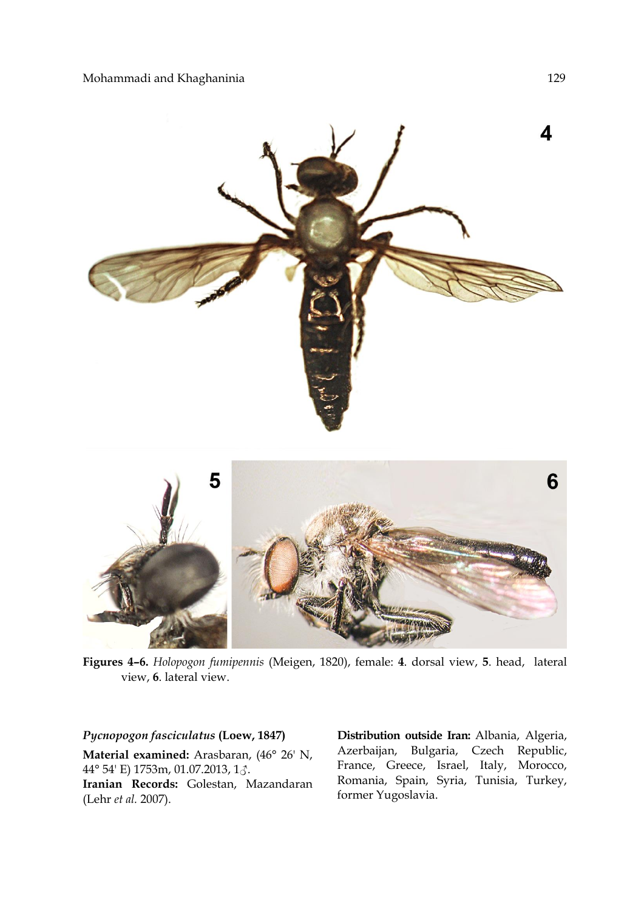**Figures 4–6.** *Holopogon fumipennis* (Meigen, 1820), female: **4**. dorsal view, **5**. head, lateral view, **6**. lateral view.

***Pycnopogon fasciculatus* (Loew, 1847)**

**Material examined:** Arasbaran, (46° 26' N, 44° 54' E) 1753m, 01.07.2013, 1♂.

**Iranian Records:** Golestan, Mazandaran (Lehr *et al.* 2007).

**Distribution outside Iran:** Albania, Algeria, Azerbaijan, Bulgaria, Czech Republic, France, Greece, Israel, Italy, Morocco, Romania, Spain, Syria, Tunisia, Turkey, former Yugoslavia.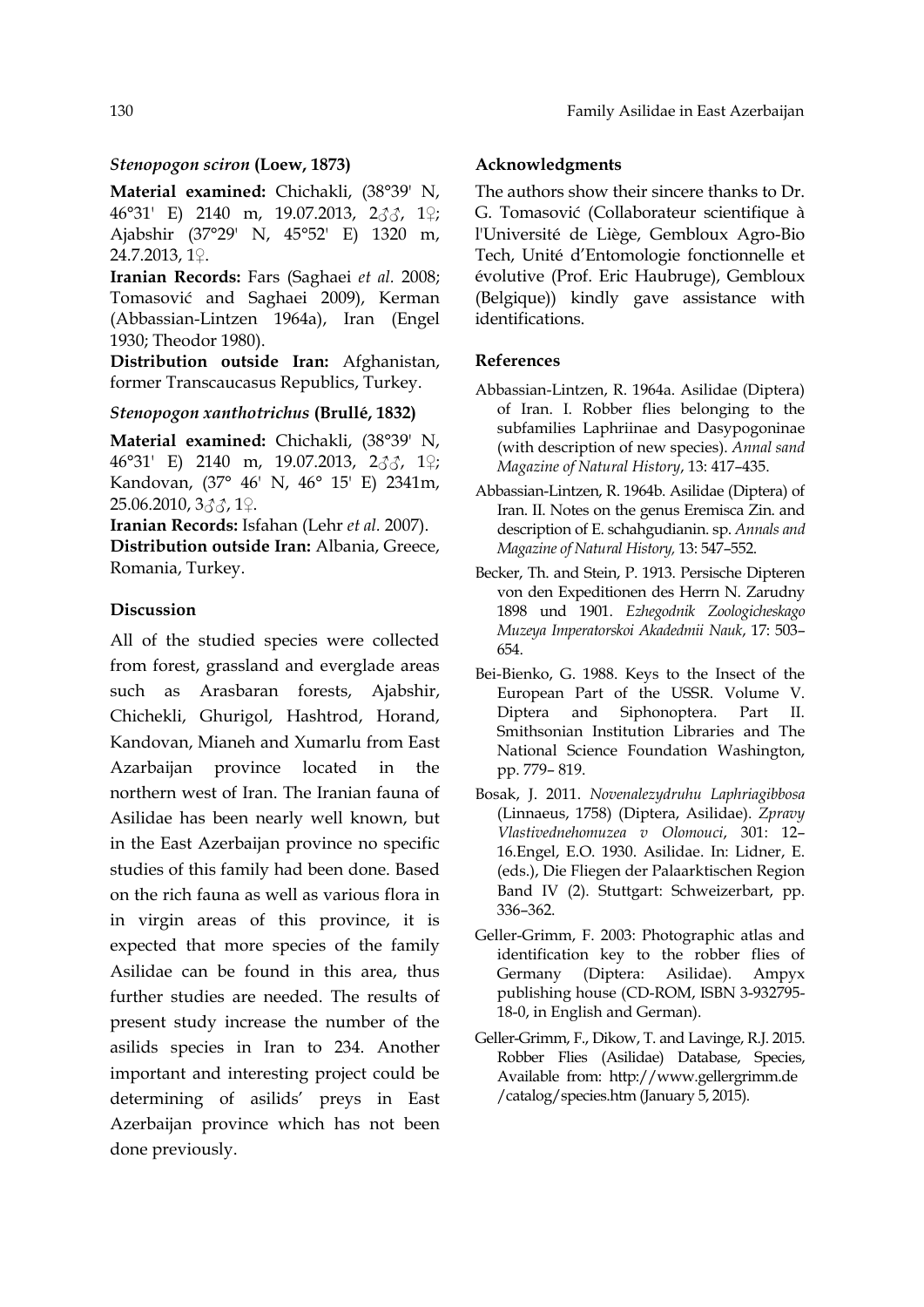### *Stenopogon sciron* (Loew, 1873)

**Material examined:** Chichakli, (38°39' N, 46°31' E) 2140 m, 19.07.2013, 2♂♂, 1♀; Ajabshir (37°29' N, 45°52' E) 1320 m, 24.7.2013, 1♀.

**Iranian Records:** Fars (Saghaei *et al.* 2008; Tomasović and Saghaei 2009), Kerman (Abbassian-Lintzen 1964a), Iran (Engel 1930; Theodor 1980).

**Distribution outside Iran:** Afghanistan, former Transcaucasus Republics, Turkey.

### *Stenopogon xanthotrichus* (Brullé, 1832)

**Material examined:** Chichakli, (38°39' N, 46°31' E) 2140 m, 19.07.2013, 2♂♂, 1♀; Kandovan, (37° 46' N, 46° 15' E) 2341m, 25.06.2010, 3♂♂, 1♀.

**Iranian Records:** Isfahan (Lehr *et al.* 2007).

**Distribution outside Iran:** Albania, Greece, Romania, Turkey.

## Discussion

All of the studied species were collected from forest, grassland and everglade areas such as Arasbaran forests, Ajabshir, Chichekli, Ghurigol, Hashtrod, Horand, Kandovan, Mianeh and Xumarlu from East Azarbaijan province located in the northern west of Iran. The Iranian fauna of Asilidae has been nearly well known, but in the East Azerbaijan province no specific studies of this family had been done. Based on the rich fauna as well as various flora in in virgin areas of this province, it is expected that more species of the family Asilidae can be found in this area, thus further studies are needed. The results of present study increase the number of the asilids species in Iran to 234. Another important and interesting project could be determining of asilids' preys in East Azerbaijan province which has not been done previously.

## Acknowledgments

The authors show their sincere thanks to Dr. G. Tomasović (Collaborateur scientifique à l'Université de Liège, Gembloux Agro-Bio Tech, Unité d'Entomologie fonctionnelle et évolutive (Prof. Eric Haubruge), Gembloux (Belgique)) kindly gave assistance with identifications.

## References

Abbassian-Lintzen, R. 1964a. Asilidae (Diptera) of Iran. I. Robber flies belonging to the subfamilies Laphriinae and Dasypogoninae (with description of new species). *Annal sand Magazine of Natural History*, 13: 417–435.

Abbassian-Lintzen, R. 1964b. Asilidae (Diptera) of Iran. II. Notes on the genus Eremisca Zin. and description of E. schahgudianin. sp. *Annals and Magazine of Natural History*, 13: 547–552.

Becker, Th. and Stein, P. 1913. Persische Dipteren von den Expeditionen des Herrn N. Zarudny 1898 und 1901. *Ezhegodnik Zoologicheskago Muzeya Imperatorskoi Akadedmii Nauk*, 17: 503–654.

Bei-Bienko, G. 1988. Keys to the Insect of the European Part of the USSR. Volume V. Diptera and Siphonoptera. Part II. Smithsonian Institution Libraries and The National Science Foundation Washington, pp. 779– 819.

Bosak, J. 2011. *Novenalezydruhu Laphriagibbosa* (Linnaeus, 1758) (Diptera, Asilidae). *Zpravy Vlastivednehomuzea v Olomouci*, 301: 12–16.Engel, E.O. 1930. Asilidae. In: Lidner, E. (eds.), Die Fliegen der Palaarktischen Region Band IV (2). Stuttgart: Schweizerbart, pp. 336–362.

Geller-Grimm, F. 2003: Photographic atlas and identification key to the robber flies of Germany (Diptera: Asilidae). Ampyx publishing house (CD-ROM, ISBN 3-932795-18-0, in English and German).

Geller-Grimm, F., Dikow, T. and Lavinge, R.J. 2015. Robber Flies (Asilidae) Database, Species, Available from: http://www.gellergrimm.de /catalog/species.htm (January 5, 2015).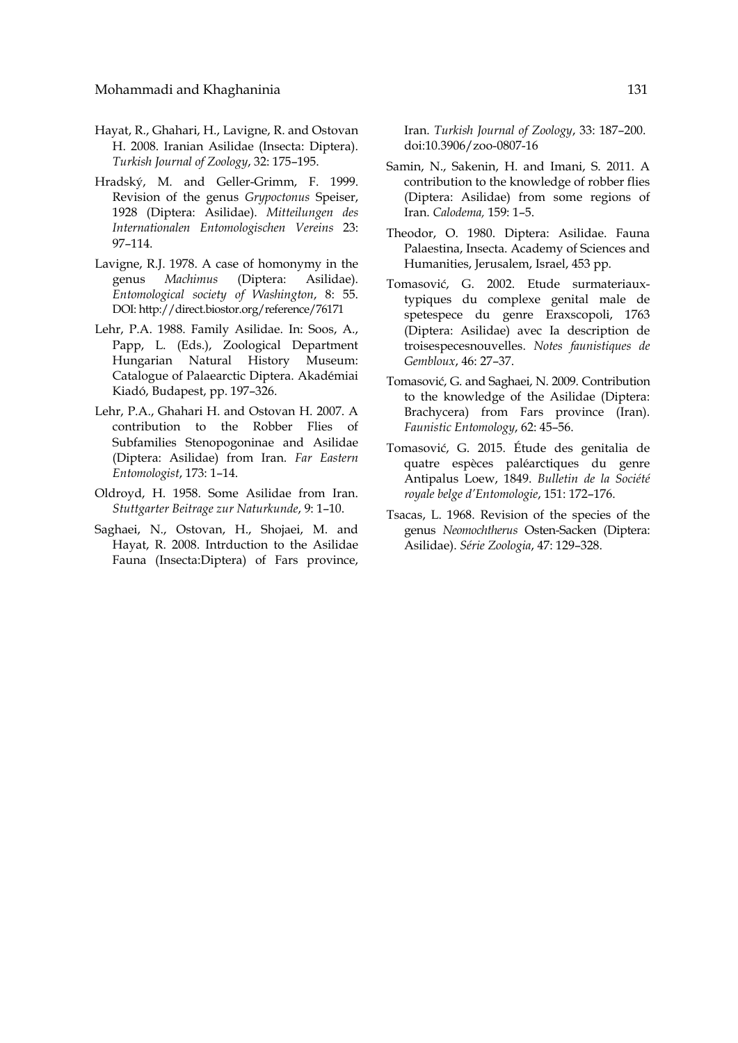Hayat, R., Ghahari, H., Lavigne, R. and Ostovan H. 2008. Iranian Asilidae (Insecta: Diptera). *Turkish Journal of Zoology*, 32: 175–195.

Hradský, M. and Geller-Grimm, F. 1999. Revision of the genus *Grypoctonus* Speiser, 1928 (Diptera: Asilidae). *Mitteilungen des Internationalen Entomologischen Vereins* 23: 97–114.

Lavigne, R.J. 1978. A case of homonymy in the genus *Machimus* (Diptera: Asilidae). *Entomological society of Washington*, 8: 55. DOI: http://direct.biostor.org/reference/76171

Lehr, P.A. 1988. Family Asilidae. In: Soos, A., Papp, L. (Eds.), Zoological Department Hungarian Natural History Museum: Catalogue of Palaearctic Diptera. Akadémiai Kiadó, Budapest, pp. 197–326.

Lehr, P.A., Ghahari H. and Ostovan H. 2007. A contribution to the Robber Flies of Subfamilies Stenopogoninae and Asilidae (Diptera: Asilidae) from Iran. *Far Eastern Entomologist*, 173: 1–14.

Oldroyd, H. 1958. Some Asilidae from Iran. *Stuttgarter Beitrage zur Naturkunde*, 9: 1–10.

Saghaei, N., Ostovan, H., Shojaei, M. and Hayat, R. 2008. Intrduction to the Asilidae Fauna (Insecta:Diptera) of Fars province, Iran. *Turkish Journal of Zoology*, 33: 187–200. doi:10.3906/zoo-0807-16

Samin, N., Sakenin, H. and Imani, S. 2011. A contribution to the knowledge of robber flies (Diptera: Asilidae) from some regions of Iran. *Calodema,* 159: 1–5.

Theodor, O. 1980. Diptera: Asilidae. Fauna Palaestina, Insecta. Academy of Sciences and Humanities, Jerusalem, Israel, 453 pp.

Tomasović, G. 2002. Etude surmateriaux-typiques du complexe genital male de spetespece du genre Eraxscopoli, 1763 (Diptera: Asilidae) avec Ia description de troisespecesnouvelles. *Notes faunistiques de Gembloux*, 46: 27–37.

Tomasović, G. and Saghaei, N. 2009. Contribution to the knowledge of the Asilidae (Diptera: Brachycera) from Fars province (Iran). *Faunistic Entomology*, 62: 45–56.

Tomasović, G. 2015. Étude des genitalia de quatre espèces paléarctiques du genre Antipalus Loew, 1849. *Bulletin de la Société royale belge d'Entomologie*, 151: 172–176.

Tsacas, L. 1968. Revision of the species of the genus *Neomochtherus* Osten-Sacken (Diptera: Asilidae). *Série Zoologia*, 47: 129–328.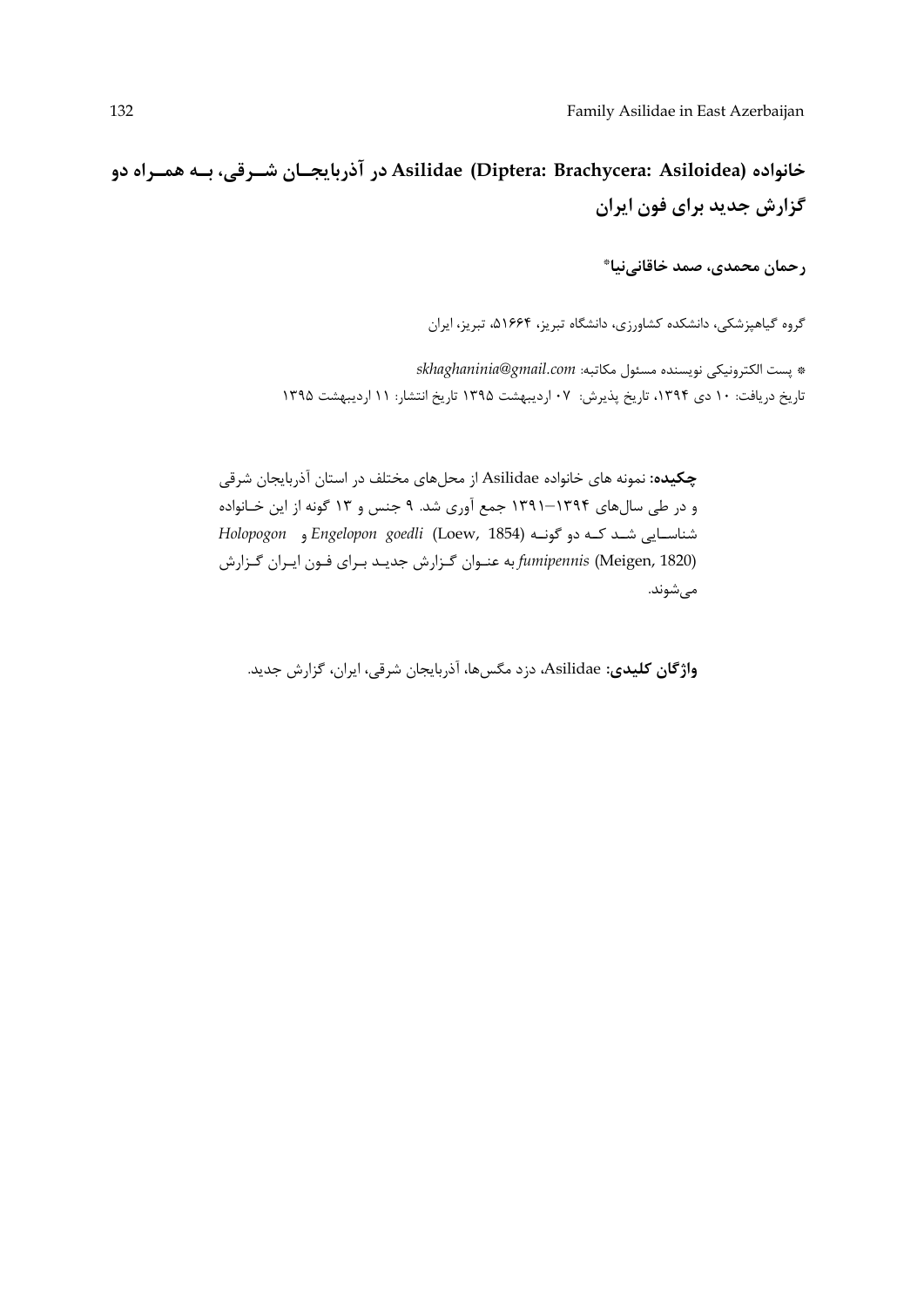# خانواده Asilidae (Diptera: Brachycera: Asiloidea) در آذربایجــان شــرقی، بــه همــراه دو گزارش جدید برای فون ایران

**رحمان محمدی، صمد خاقانی‌نیا***

گروه گیاهپزشکی، دانشکده کشاورزی، دانشگاه تبریز، ۵۱۶۶۴، تبریز، ایران

* پست الکترونیکی نویسنده مسئول مکاتبه: *skhaghaninia@gmail.com*

تاریخ دریافت: ۱۰ دی ۱۳۹۴، تاریخ پذیرش: ۰۷ اردیبهشت ۱۳۹۵ تاریخ انتشار: ۱۱ اردیبهشت ۱۳۹۵

**چکیده:** نمونه های خانواده Asilidae از محل‌های مختلف در استان آذربایجان شرقی و در طی سال‌های ۱۳۹۴–۱۳۹۱ جمع آوری شد. ۹ جنس و ۱۳ گونه از این خـانواده شناســایی شــد کــه دو گونــه *Engelopon goedli* (Loew, 1854) و *Holopogon fumipennis* (Meigen, 1820) به عنـوان گـزارش جدیـد بـرای فـون ایـران گـزارش می‌شوند.

**واژگان کلیدی:** Asilidae، دزد مگس‌ها، آذربایجان شرقی، ایران، گزارش جدید.